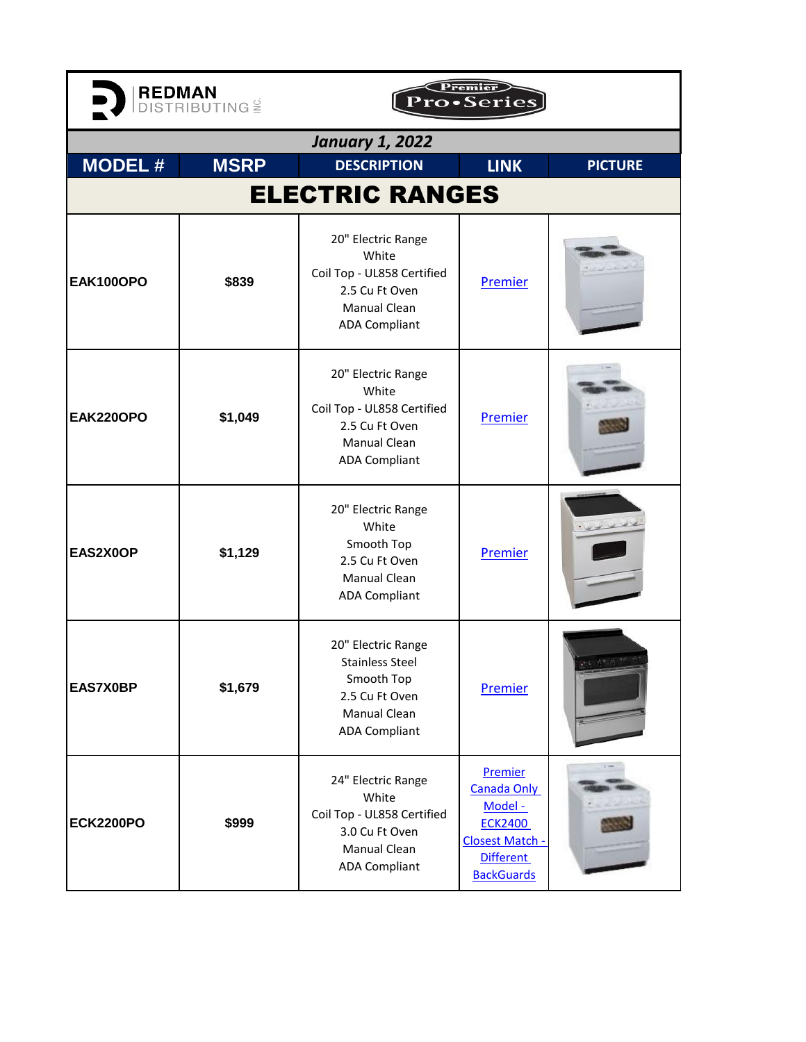REDMAN DISTRIBUTING INC.

Premier Pro•Series

*January 1, 2022*

| MODEL # | MSRP | DESCRIPTION | LINK | PICTURE |
|---|---|---|---|---|
| **ELECTRIC RANGES** | | | | |
| EAK100OPO | $839 | 20" Electric Range<br>White<br>Coil Top - UL858 Certified<br>2.5 Cu Ft Oven<br>Manual Clean<br>ADA Compliant | Premier | |
| EAK220OPO | $1,049 | 20" Electric Range<br>White<br>Coil Top - UL858 Certified<br>2.5 Cu Ft Oven<br>Manual Clean<br>ADA Compliant | Premier | |
| EAS2X0OP | $1,129 | 20" Electric Range<br>White<br>Smooth Top<br>2.5 Cu Ft Oven<br>Manual Clean<br>ADA Compliant | Premier | |
| EAS7X0BP | $1,679 | 20" Electric Range<br>Stainless Steel<br>Smooth Top<br>2.5 Cu Ft Oven<br>Manual Clean<br>ADA Compliant | Premier | |
| ECK2200PO | $999 | 24" Electric Range<br>White<br>Coil Top - UL858 Certified<br>3.0 Cu Ft Oven<br>Manual Clean<br>ADA Compliant | Premier<br>Canada Only Model - ECK2400 Closest Match - Different BackGuards | |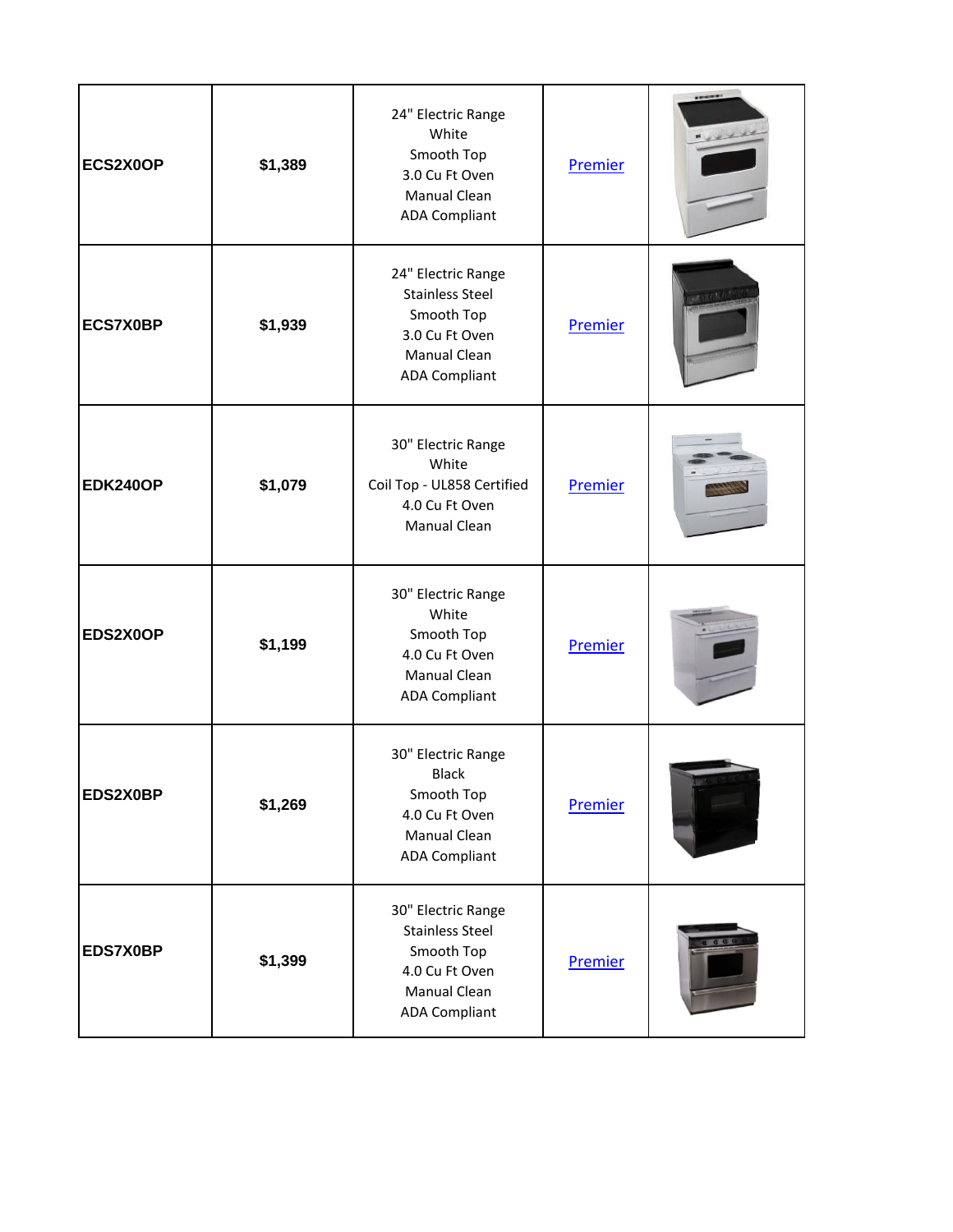| | | | | |
|---|---|---|---|---|
| **ECS2X0OP** | **$1,389** | 24" Electric Range<br>White<br>Smooth Top<br>3.0 Cu Ft Oven<br>Manual Clean<br>ADA Compliant | Premier | |
| **ECS7X0BP** | **$1,939** | 24" Electric Range<br>Stainless Steel<br>Smooth Top<br>3.0 Cu Ft Oven<br>Manual Clean<br>ADA Compliant | Premier | |
| **EDK240OP** | **$1,079** | 30" Electric Range<br>White<br>Coil Top - UL858 Certified<br>4.0 Cu Ft Oven<br>Manual Clean | Premier | |
| **EDS2X0OP** | **$1,199** | 30" Electric Range<br>White<br>Smooth Top<br>4.0 Cu Ft Oven<br>Manual Clean<br>ADA Compliant | Premier | |
| **EDS2X0BP** | **$1,269** | 30" Electric Range<br>Black<br>Smooth Top<br>4.0 Cu Ft Oven<br>Manual Clean<br>ADA Compliant | Premier | |
| **EDS7X0BP** | **$1,399** | 30" Electric Range<br>Stainless Steel<br>Smooth Top<br>4.0 Cu Ft Oven<br>Manual Clean<br>ADA Compliant | Premier | |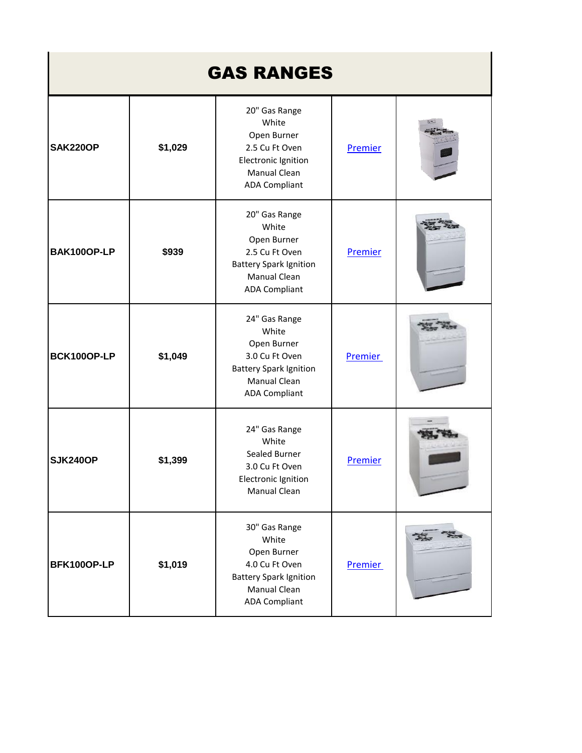# GAS RANGES

| | | | | |
|---|---|---|---|---|
| **SAK220OP** | **$1,029** | 20" Gas Range<br>White<br>Open Burner<br>2.5 Cu Ft Oven<br>Electronic Ignition<br>Manual Clean<br>ADA Compliant | Premier | |
| **BAK100OP-LP** | **$939** | 20" Gas Range<br>White<br>Open Burner<br>2.5 Cu Ft Oven<br>Battery Spark Ignition<br>Manual Clean<br>ADA Compliant | Premier | |
| **BCK100OP-LP** | **$1,049** | 24" Gas Range<br>White<br>Open Burner<br>3.0 Cu Ft Oven<br>Battery Spark Ignition<br>Manual Clean<br>ADA Compliant | Premier | |
| **SJK240OP** | **$1,399** | 24" Gas Range<br>White<br>Sealed Burner<br>3.0 Cu Ft Oven<br>Electronic Ignition<br>Manual Clean | Premier | |
| **BFK100OP-LP** | **$1,019** | 30" Gas Range<br>White<br>Open Burner<br>4.0 Cu Ft Oven<br>Battery Spark Ignition<br>Manual Clean<br>ADA Compliant | Premier | |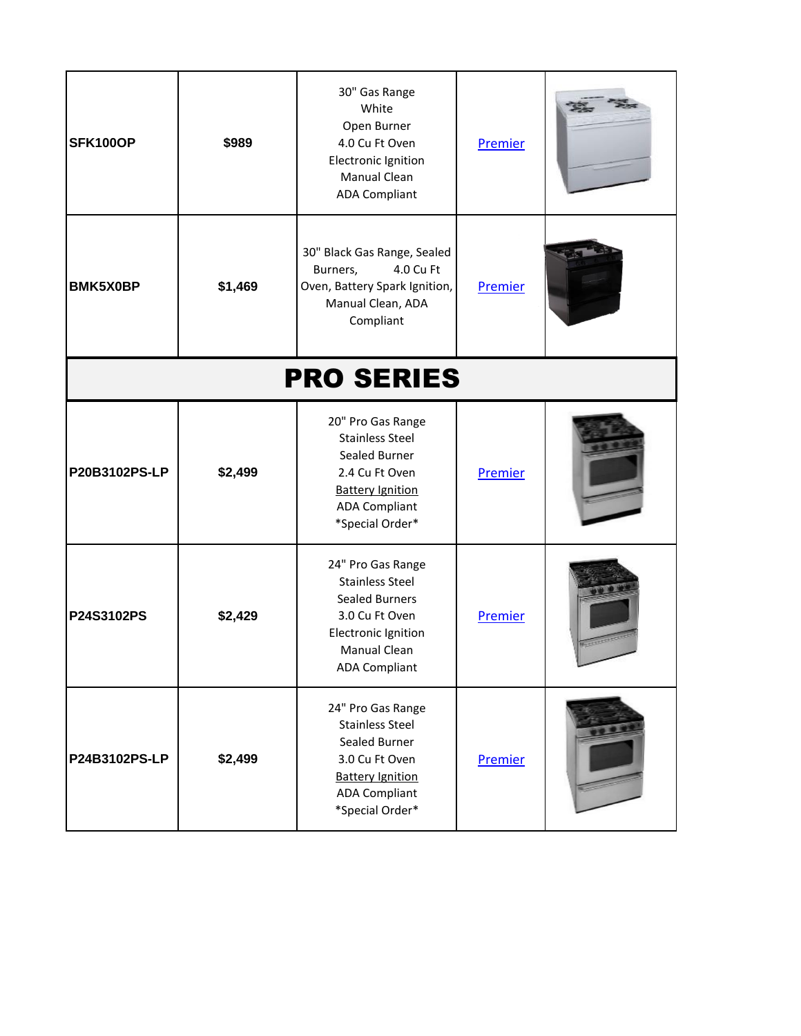| | | | | |
|---|---|---|---|---|
| **SFK100OP** | **$989** | 30" Gas Range<br>White<br>Open Burner<br>4.0 Cu Ft Oven<br>Electronic Ignition<br>Manual Clean<br>ADA Compliant | Premier | |
| **BMK5X0BP** | **$1,469** | 30" Black Gas Range, Sealed Burners, 4.0 Cu Ft Oven, Battery Spark Ignition, Manual Clean, ADA Compliant | Premier | |
| **PRO SERIES** | | | | |
| **P20B3102PS-LP** | **$2,499** | 20" Pro Gas Range<br>Stainless Steel<br>Sealed Burner<br>2.4 Cu Ft Oven<br>Battery Ignition<br>ADA Compliant<br>*Special Order* | Premier | |
| **P24S3102PS** | **$2,429** | 24" Pro Gas Range<br>Stainless Steel<br>Sealed Burners<br>3.0 Cu Ft Oven<br>Electronic Ignition<br>Manual Clean<br>ADA Compliant | Premier | |
| **P24B3102PS-LP** | **$2,499** | 24" Pro Gas Range<br>Stainless Steel<br>Sealed Burner<br>3.0 Cu Ft Oven<br>Battery Ignition<br>ADA Compliant<br>*Special Order* | Premier | |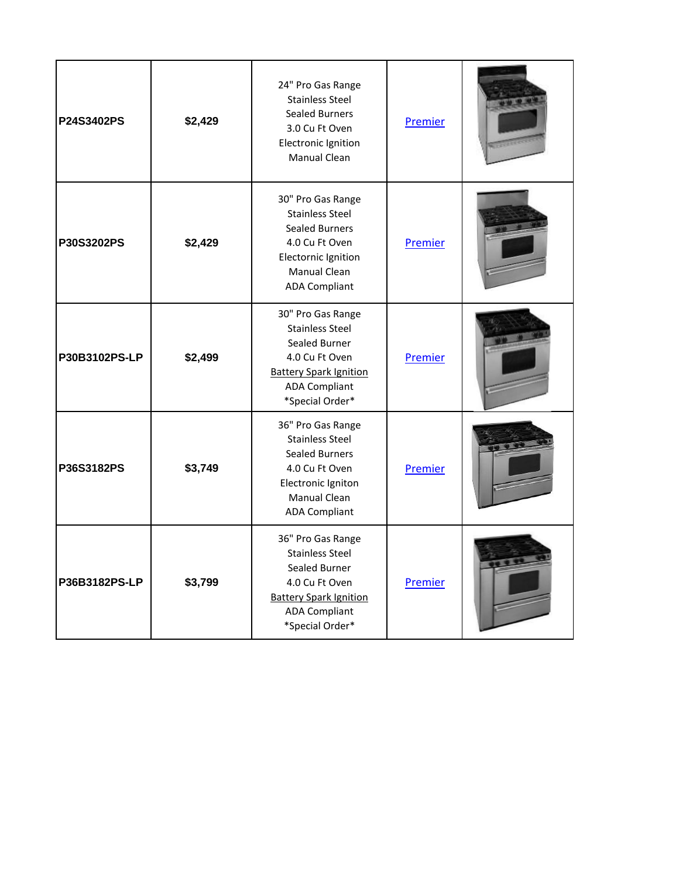| | | | | |
|---|---|---|---|---|
| **P24S3402PS** | **$2,429** | 24" Pro Gas Range<br>Stainless Steel<br>Sealed Burners<br>3.0 Cu Ft Oven<br>Electronic Ignition<br>Manual Clean | Premier | |
| **P30S3202PS** | **$2,429** | 30" Pro Gas Range<br>Stainless Steel<br>Sealed Burners<br>4.0 Cu Ft Oven<br>Electornic Ignition<br>Manual Clean<br>ADA Compliant | Premier | |
| **P30B3102PS-LP** | **$2,499** | 30" Pro Gas Range<br>Stainless Steel<br>Sealed Burner<br>4.0 Cu Ft Oven<br>Battery Spark Ignition<br>ADA Compliant<br>*Special Order* | Premier | |
| **P36S3182PS** | **$3,749** | 36" Pro Gas Range<br>Stainless Steel<br>Sealed Burners<br>4.0 Cu Ft Oven<br>Electronic Igniton<br>Manual Clean<br>ADA Compliant | Premier | |
| **P36B3182PS-LP** | **$3,799** | 36" Pro Gas Range<br>Stainless Steel<br>Sealed Burner<br>4.0 Cu Ft Oven<br>Battery Spark Ignition<br>ADA Compliant<br>*Special Order* | Premier | |